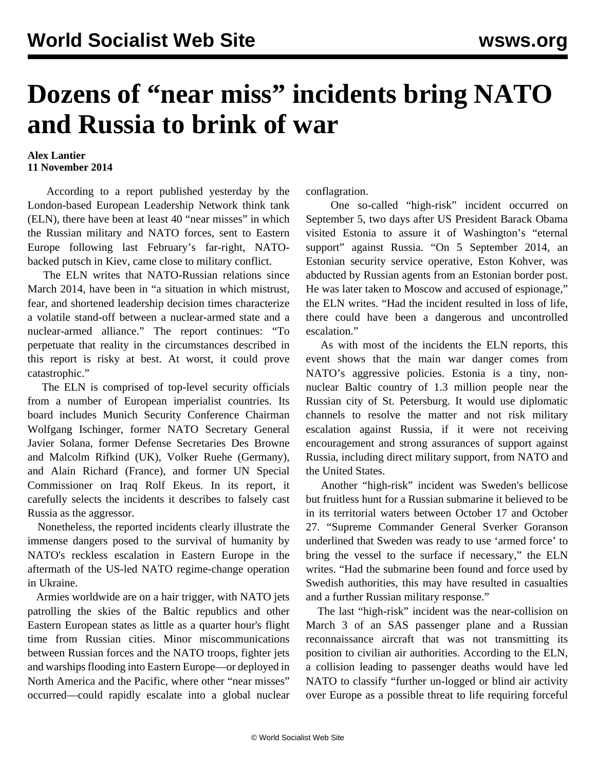# Dozens of “near miss” incidents bring NATO and Russia to brink of war

**Alex Lantier**
**11 November 2014**

According to a report published yesterday by the London-based European Leadership Network think tank (ELN), there have been at least 40 “near misses” in which the Russian military and NATO forces, sent to Eastern Europe following last February’s far-right, NATO-backed putsch in Kiev, came close to military conflict.

The ELN writes that NATO-Russian relations since March 2014, have been in “a situation in which mistrust, fear, and shortened leadership decision times characterize a volatile stand-off between a nuclear-armed state and a nuclear-armed alliance.” The report continues: “To perpetuate that reality in the circumstances described in this report is risky at best. At worst, it could prove catastrophic.”

The ELN is comprised of top-level security officials from a number of European imperialist countries. Its board includes Munich Security Conference Chairman Wolfgang Ischinger, former NATO Secretary General Javier Solana, former Defense Secretaries Des Browne and Malcolm Rifkind (UK), Volker Ruehe (Germany), and Alain Richard (France), and former UN Special Commissioner on Iraq Rolf Ekeus. In its report, it carefully selects the incidents it describes to falsely cast Russia as the aggressor.

Nonetheless, the reported incidents clearly illustrate the immense dangers posed to the survival of humanity by NATO's reckless escalation in Eastern Europe in the aftermath of the US-led NATO regime-change operation in Ukraine.

Armies worldwide are on a hair trigger, with NATO jets patrolling the skies of the Baltic republics and other Eastern European states as little as a quarter hour's flight time from Russian cities. Minor miscommunications between Russian forces and the NATO troops, fighter jets and warships flooding into Eastern Europe—or deployed in North America and the Pacific, where other “near misses” occurred—could rapidly escalate into a global nuclear conflagration.

One so-called “high-risk” incident occurred on September 5, two days after US President Barack Obama visited Estonia to assure it of Washington’s “eternal support” against Russia. “On 5 September 2014, an Estonian security service operative, Eston Kohver, was abducted by Russian agents from an Estonian border post. He was later taken to Moscow and accused of espionage,” the ELN writes. “Had the incident resulted in loss of life, there could have been a dangerous and uncontrolled escalation.”

As with most of the incidents the ELN reports, this event shows that the main war danger comes from NATO’s aggressive policies. Estonia is a tiny, non-nuclear Baltic country of 1.3 million people near the Russian city of St. Petersburg. It would use diplomatic channels to resolve the matter and not risk military escalation against Russia, if it were not receiving encouragement and strong assurances of support against Russia, including direct military support, from NATO and the United States.

Another “high-risk” incident was Sweden's bellicose but fruitless hunt for a Russian submarine it believed to be in its territorial waters between October 17 and October 27. “Supreme Commander General Sverker Goranson underlined that Sweden was ready to use ‘armed force’ to bring the vessel to the surface if necessary,” the ELN writes. “Had the submarine been found and force used by Swedish authorities, this may have resulted in casualties and a further Russian military response.”

The last “high-risk” incident was the near-collision on March 3 of an SAS passenger plane and a Russian reconnaissance aircraft that was not transmitting its position to civilian air authorities. According to the ELN, a collision leading to passenger deaths would have led NATO to classify “further un-logged or blind air activity over Europe as a possible threat to life requiring forceful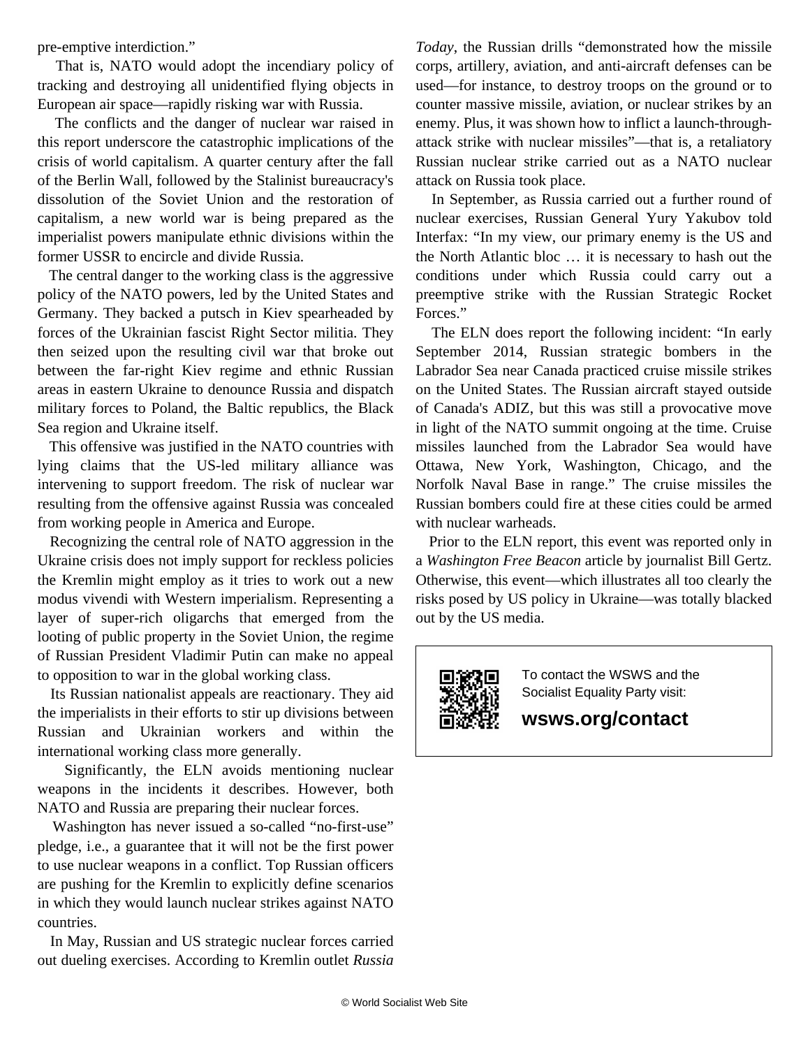pre-emptive interdiction."

That is, NATO would adopt the incendiary policy of tracking and destroying all unidentified flying objects in European air space—rapidly risking war with Russia.

The conflicts and the danger of nuclear war raised in this report underscore the catastrophic implications of the crisis of world capitalism. A quarter century after the fall of the Berlin Wall, followed by the Stalinist bureaucracy's dissolution of the Soviet Union and the restoration of capitalism, a new world war is being prepared as the imperialist powers manipulate ethnic divisions within the former USSR to encircle and divide Russia.

The central danger to the working class is the aggressive policy of the NATO powers, led by the United States and Germany. They backed a putsch in Kiev spearheaded by forces of the Ukrainian fascist Right Sector militia. They then seized upon the resulting civil war that broke out between the far-right Kiev regime and ethnic Russian areas in eastern Ukraine to denounce Russia and dispatch military forces to Poland, the Baltic republics, the Black Sea region and Ukraine itself.

This offensive was justified in the NATO countries with lying claims that the US-led military alliance was intervening to support freedom. The risk of nuclear war resulting from the offensive against Russia was concealed from working people in America and Europe.

Recognizing the central role of NATO aggression in the Ukraine crisis does not imply support for reckless policies the Kremlin might employ as it tries to work out a new modus vivendi with Western imperialism. Representing a layer of super-rich oligarchs that emerged from the looting of public property in the Soviet Union, the regime of Russian President Vladimir Putin can make no appeal to opposition to war in the global working class.

Its Russian nationalist appeals are reactionary. They aid the imperialists in their efforts to stir up divisions between Russian and Ukrainian workers and within the international working class more generally.

Significantly, the ELN avoids mentioning nuclear weapons in the incidents it describes. However, both NATO and Russia are preparing their nuclear forces.

Washington has never issued a so-called "no-first-use" pledge, i.e., a guarantee that it will not be the first power to use nuclear weapons in a conflict. Top Russian officers are pushing for the Kremlin to explicitly define scenarios in which they would launch nuclear strikes against NATO countries.

In May, Russian and US strategic nuclear forces carried out dueling exercises. According to Kremlin outlet *Russia Today*, the Russian drills "demonstrated how the missile corps, artillery, aviation, and anti-aircraft defenses can be used—for instance, to destroy troops on the ground or to counter massive missile, aviation, or nuclear strikes by an enemy. Plus, it was shown how to inflict a launch-through-attack strike with nuclear missiles"—that is, a retaliatory Russian nuclear strike carried out as a NATO nuclear attack on Russia took place.

In September, as Russia carried out a further round of nuclear exercises, Russian General Yury Yakubov told Interfax: "In my view, our primary enemy is the US and the North Atlantic bloc … it is necessary to hash out the conditions under which Russia could carry out a preemptive strike with the Russian Strategic Rocket Forces."

The ELN does report the following incident: "In early September 2014, Russian strategic bombers in the Labrador Sea near Canada practiced cruise missile strikes on the United States. The Russian aircraft stayed outside of Canada's ADIZ, but this was still a provocative move in light of the NATO summit ongoing at the time. Cruise missiles launched from the Labrador Sea would have Ottawa, New York, Washington, Chicago, and the Norfolk Naval Base in range." The cruise missiles the Russian bombers could fire at these cities could be armed with nuclear warheads.

Prior to the ELN report, this event was reported only in a *Washington Free Beacon* article by journalist Bill Gertz. Otherwise, this event—which illustrates all too clearly the risks posed by US policy in Ukraine—was totally blacked out by the US media.

To contact the WSWS and the Socialist Equality Party visit:

**wsws.org/contact**